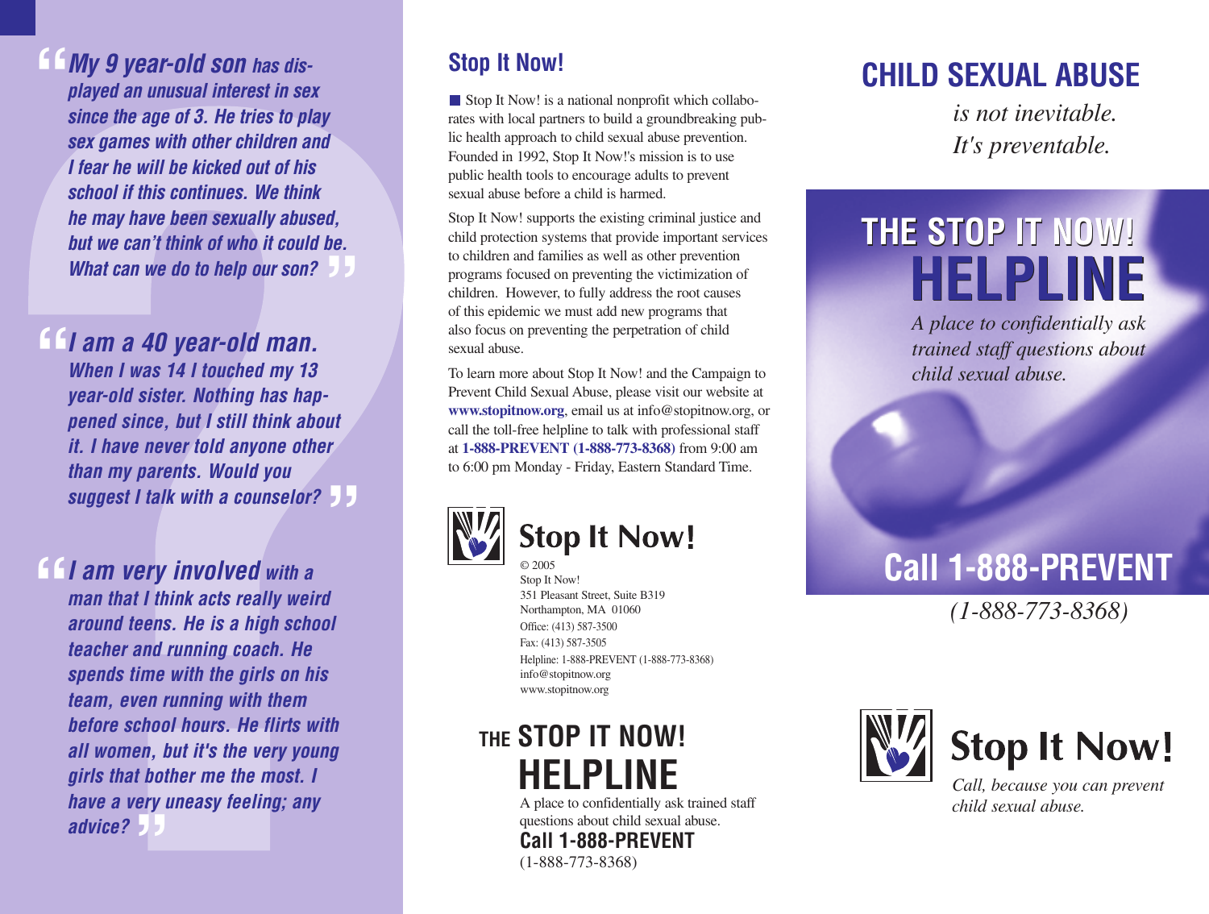"*My 9 year-old son has displayed an unusual interest in sex since the age of 3. He tries to play sex games with other children and I fear he will be kicked out of his school if this continues. We think he may have been sexually abused, but we can't think of who it could be. What can we do to help our son?*"

"*I am a 40 year-old man. When I was 14 I touched my 13 year-old sister. Nothing has happened since, but I still think about it. I have never told anyone other than my parents. Would you suggest I talk with a counselor?*"

"*I am very involved with a man that I think acts really weird around teens. He is a high school teacher and running coach. He spends time with the girls on his team, even running with them before school hours. He flirts with all women, but it's the very young girls that bother me the most. I have a very uneasy feeling; any advice?*"

## Stop It Now!

Stop It Now! is a national nonprofit which collaborates with local partners to build a groundbreaking public health approach to child sexual abuse prevention. Founded in 1992, Stop It Now!'s mission is to use public health tools to encourage adults to prevent sexual abuse before a child is harmed.

Stop It Now! supports the existing criminal justice and child protection systems that provide important services to children and families as well as other prevention programs focused on preventing the victimization of children. However, to fully address the root causes of this epidemic we must add new programs that also focus on preventing the perpetration of child sexual abuse.

To learn more about Stop It Now! and the Campaign to Prevent Child Sexual Abuse, please visit our website at **www.stopitnow.org**, email us at info@stopitnow.org, or call the toll-free helpline to talk with professional staff at **1-888-PREVENT (1-888-773-8368)** from 9:00 am to 6:00 pm Monday - Friday, Eastern Standard Time.

**Stop It Now!**

© 2005
Stop It Now!
351 Pleasant Street, Suite B319
Northampton, MA 01060
Office: (413) 587-3500
Fax: (413) 587-3505
Helpline: 1-888-PREVENT (1-888-773-8368)
info@stopitnow.org
www.stopitnow.org

### THE STOP IT NOW! HELPLINE

A place to confidentially ask trained staff questions about child sexual abuse.

**Call 1-888-PREVENT**
(1-888-773-8368)

# CHILD SEXUAL ABUSE

*is not inevitable.*
*It's preventable.*

## THE STOP IT NOW! HELPLINE

*A place to confidentially ask trained staff questions about child sexual abuse.*

## Call 1-888-PREVENT

*(1-888-773-8368)*

**Stop It Now!**

*Call, because you can prevent child sexual abuse.*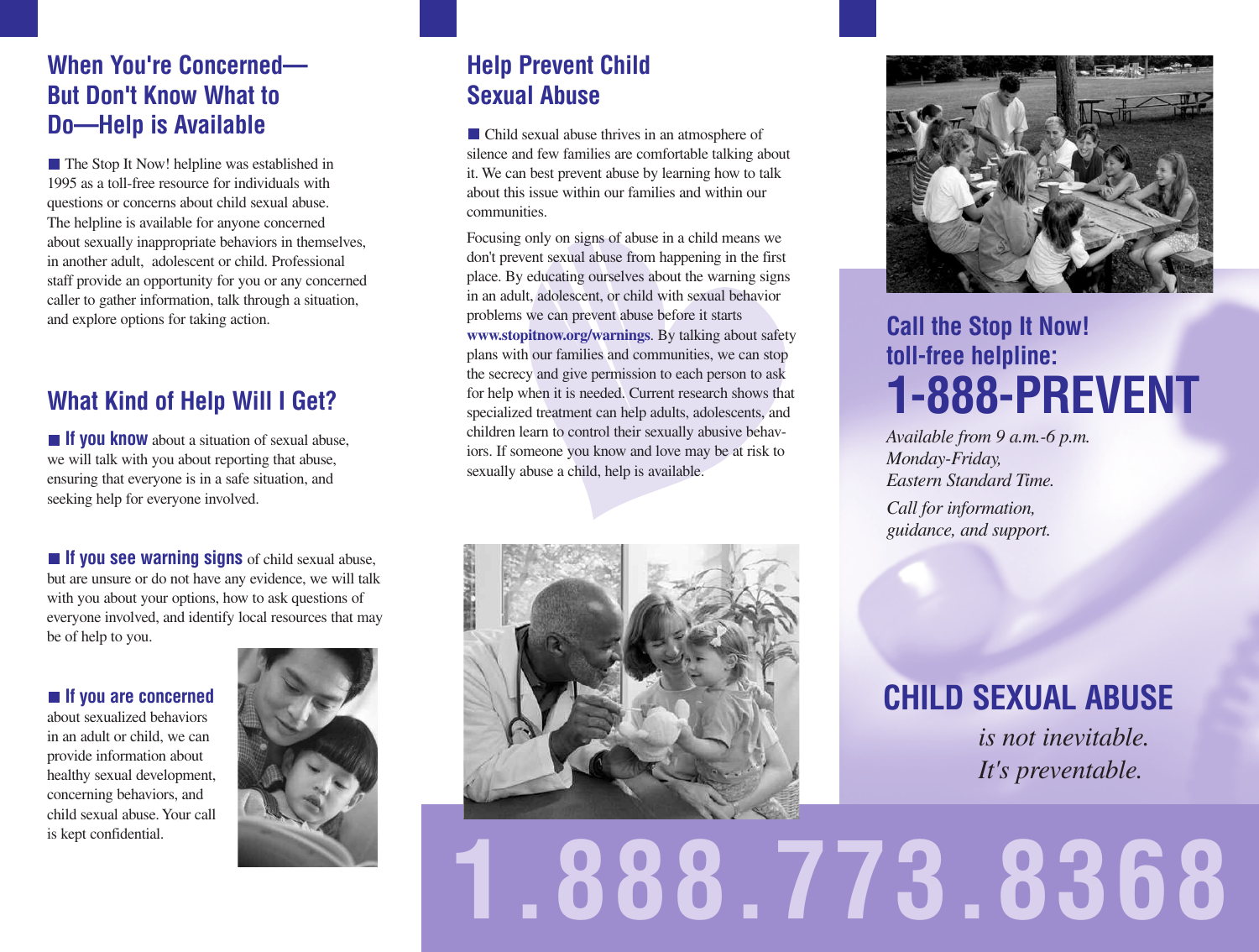## When You're Concerned—But Don't Know What to Do—Help is Available

The Stop It Now! helpline was established in 1995 as a toll-free resource for individuals with questions or concerns about child sexual abuse. The helpline is available for anyone concerned about sexually inappropriate behaviors in themselves, in another adult, adolescent or child. Professional staff provide an opportunity for you or any concerned caller to gather information, talk through a situation, and explore options for taking action.

## What Kind of Help Will I Get?

**If you know** about a situation of sexual abuse, we will talk with you about reporting that abuse, ensuring that everyone is in a safe situation, and seeking help for everyone involved.

**If you see warning signs** of child sexual abuse, but are unsure or do not have any evidence, we will talk with you about your options, how to ask questions of everyone involved, and identify local resources that may be of help to you.

**If you are concerned** about sexualized behaviors in an adult or child, we can provide information about healthy sexual development, concerning behaviors, and child sexual abuse. Your call is kept confidential.

## Help Prevent Child Sexual Abuse

Child sexual abuse thrives in an atmosphere of silence and few families are comfortable talking about it. We can best prevent abuse by learning how to talk about this issue within our families and within our communities.

Focusing only on signs of abuse in a child means we don't prevent sexual abuse from happening in the first place. By educating ourselves about the warning signs in an adult, adolescent, or child with sexual behavior problems we can prevent abuse before it starts **www.stopitnow.org/warnings**. By talking about safety plans with our families and communities, we can stop the secrecy and give permission to each person to ask for help when it is needed. Current research shows that specialized treatment can help adults, adolescents, and children learn to control their sexually abusive behaviors. If someone you know and love may be at risk to sexually abuse a child, help is available.

## Call the Stop It Now! toll-free helpline:

# 1-888-PREVENT

*Available from 9 a.m.-6 p.m. Monday-Friday, Eastern Standard Time.*

*Call for information, guidance, and support.*

## CHILD SEXUAL ABUSE

*is not inevitable. It's preventable.*

# 1.888.773.8368